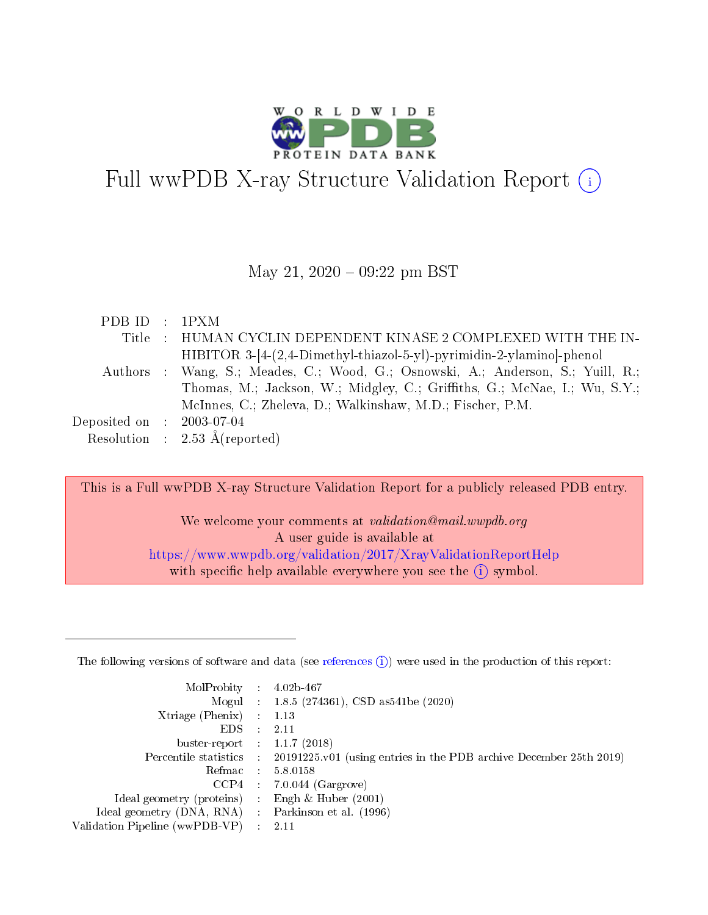# Full wwPDB X-ray Structure Validation Report (i)

May 21, 2020 – 09:22 pm BST

| | | |
|---|---|---|
| PDB ID | : | 1PXM |
| Title | : | HUMAN CYCLIN DEPENDENT KINASE 2 COMPLEXED WITH THE INHIBITOR 3-[4-(2,4-Dimethyl-thiazol-5-yl)-pyrimidin-2-ylamino]-phenol |
| Authors | : | Wang, S.; Meades, C.; Wood, G.; Osnowski, A.; Anderson, S.; Yuill, R.; Thomas, M.; Jackson, W.; Midgley, C.; Griffiths, G.; McNae, I.; Wu, S.Y.; McInnes, C.; Zheleva, D.; Walkinshaw, M.D.; Fischer, P.M. |
| Deposited on | : | 2003-07-04 |
| Resolution | : | 2.53 Å(reported) |

This is a Full wwPDB X-ray Structure Validation Report for a publicly released PDB entry.

We welcome your comments at *validation@mail.wwpdb.org*
A user guide is available at
https://www.wwpdb.org/validation/2017/XrayValidationReportHelp
with specific help available everywhere you see the (i) symbol.

---

The following versions of software and data (see references (i)) were used in the production of this report:

| | | |
|---|---|---|
| MolProbity | : | 4.02b-467 |
| Mogul | : | 1.8.5 (274361), CSD as541be (2020) |
| Xtriage (Phenix) | : | 1.13 |
| EDS | : | 2.11 |
| buster-report | : | 1.1.7 (2018) |
| Percentile statistics | : | 20191225.v01 (using entries in the PDB archive December 25th 2019) |
| Refmac | : | 5.8.0158 |
| CCP4 | : | 7.0.044 (Gargrove) |
| Ideal geometry (proteins) | : | Engh & Huber (2001) |
| Ideal geometry (DNA, RNA) | : | Parkinson et al. (1996) |
| Validation Pipeline (wwPDB-VP) | : | 2.11 |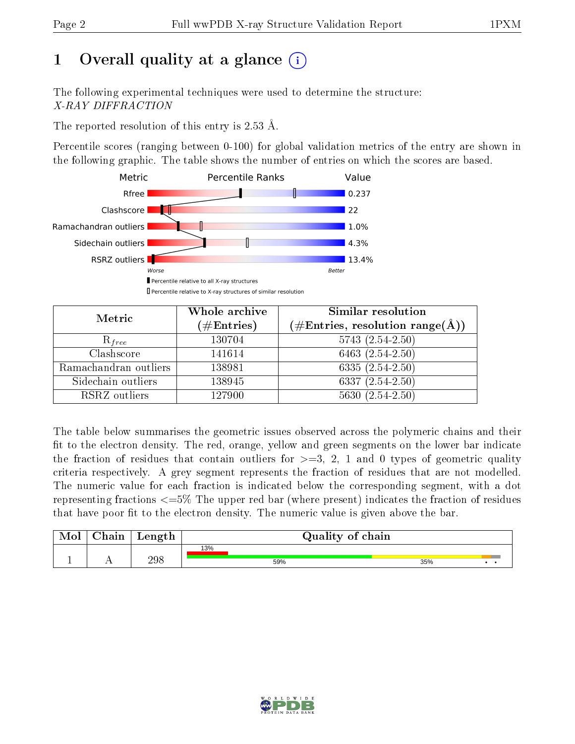# 1 Overall quality at a glance (i)

The following experimental techniques were used to determine the structure:
*X-RAY DIFFRACTION*

The reported resolution of this entry is 2.53 Å.

Percentile scores (ranging between 0-100) for global validation metrics of the entry are shown in the following graphic. The table shows the number of entries on which the scores are based.

| Metric | Value |
|---|---|
| Rfree | 0.237 |
| Clashscore | 22 |
| Ramachandran outliers | 1.0% |
| Sidechain outliers | 4.3% |
| RSRZ outliers | 13.4% |

Worse — Better

▮ Percentile relative to all X-ray structures
▯ Percentile relative to X-ray structures of similar resolution

| Metric | Whole archive (#Entries) | Similar resolution (#Entries, resolution range(Å)) |
|---|---|---|
| $R_{free}$ | 130704 | 5743 (2.54-2.50) |
| Clashscore | 141614 | 6463 (2.54-2.50) |
| Ramachandran outliers | 138981 | 6335 (2.54-2.50) |
| Sidechain outliers | 138945 | 6337 (2.54-2.50) |
| RSRZ outliers | 127900 | 5630 (2.54-2.50) |

The table below summarises the geometric issues observed across the polymeric chains and their fit to the electron density. The red, orange, yellow and green segments on the lower bar indicate the fraction of residues that contain outliers for >=3, 2, 1 and 0 types of geometric quality criteria respectively. A grey segment represents the fraction of residues that are not modelled. The numeric value for each fraction is indicated below the corresponding segment, with a dot representing fractions <=5% The upper red bar (where present) indicates the fraction of residues that have poor fit to the electron density. The numeric value is given above the bar.

| Mol | Chain | Length | Quality of chain |
|---|---|---|---|
| 1 | A | 298 | 13% (poor fit); 59%, 35%, •, • |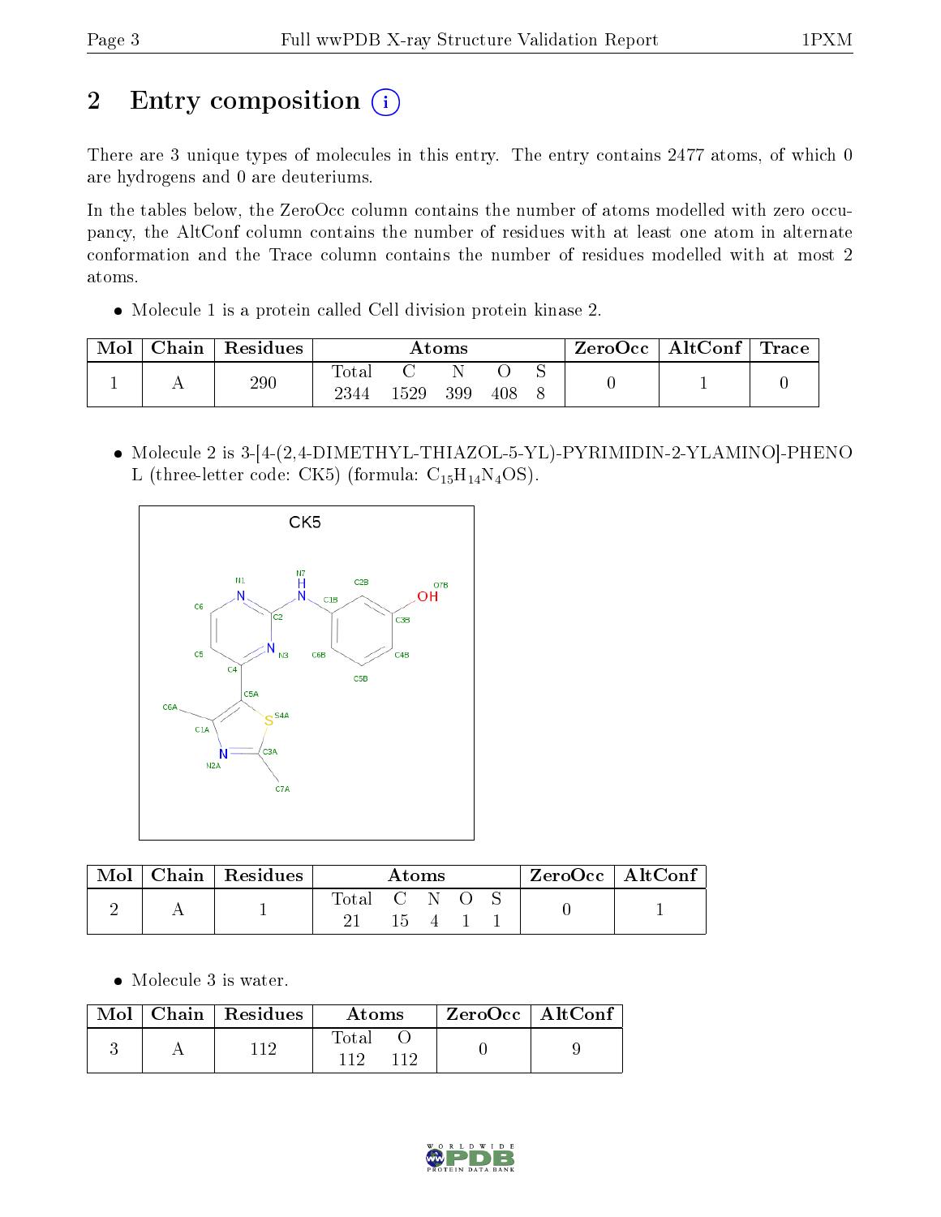# 2 Entry composition (i)

There are 3 unique types of molecules in this entry. The entry contains 2477 atoms, of which 0 are hydrogens and 0 are deuteriums.

In the tables below, the ZeroOcc column contains the number of atoms modelled with zero occupancy, the AltConf column contains the number of residues with at least one atom in alternate conformation and the Trace column contains the number of residues modelled with at most 2 atoms.

- Molecule 1 is a protein called Cell division protein kinase 2.

| Mol | Chain | Residues | Atoms | | | | | ZeroOcc | AltConf | Trace |
|---|---|---|---|---|---|---|---|---|---|---|
| | | | Total | C | N | O | S | | | |
| 1 | A | 290 | 2344 | 1529 | 399 | 408 | 8 | 0 | 1 | 0 |

- Molecule 2 is 3-[4-(2,4-DIMETHYL-THIAZOL-5-YL)-PYRIMIDIN-2-YLAMINO]-PHENOL (three-letter code: CK5) (formula: $C_{15}H_{14}N_{4}OS$).

| Mol | Chain | Residues | Atoms | | | | | ZeroOcc | AltConf |
|---|---|---|---|---|---|---|---|---|---|
| | | | Total | C | N | O | S | | |
| 2 | A | 1 | 21 | 15 | 4 | 1 | 1 | 0 | 1 |

- Molecule 3 is water.

| Mol | Chain | Residues | Atoms | | ZeroOcc | AltConf |
|---|---|---|---|---|---|---|
| | | | Total | O | | |
| 3 | A | 112 | 112 | 112 | 0 | 9 |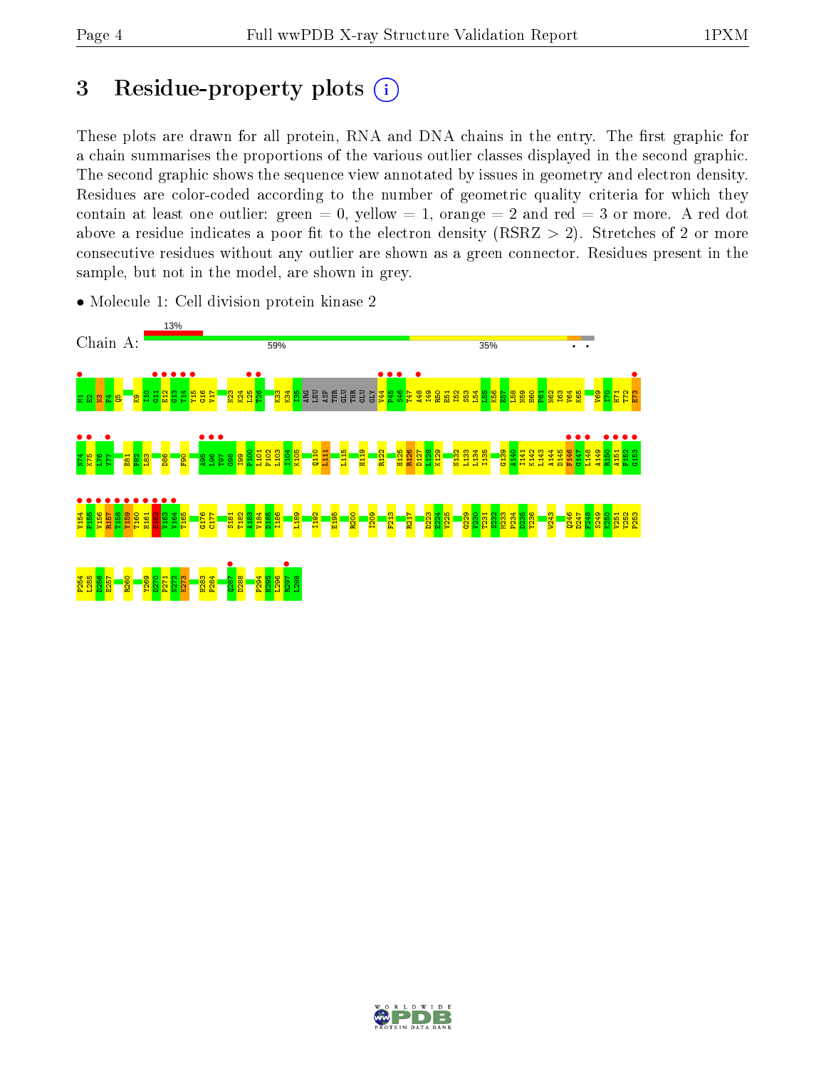# 3 Residue-property plots

These plots are drawn for all protein, RNA and DNA chains in the entry. The first graphic for a chain summarises the proportions of the various outlier classes displayed in the second graphic. The second graphic shows the sequence view annotated by issues in geometry and electron density. Residues are color-coded according to the number of geometric quality criteria for which they contain at least one outlier: green = 0, yellow = 1, orange = 2 and red = 3 or more. A red dot above a residue indicates a poor fit to the electron density (RSRZ > 2). Stretches of 2 or more consecutive residues without any outlier are shown as a green connector. Residues present in the sample, but not in the model, are shown in grey.

- Molecule 1: Cell division protein kinase 2

Chain A: 13% | 59% | 35%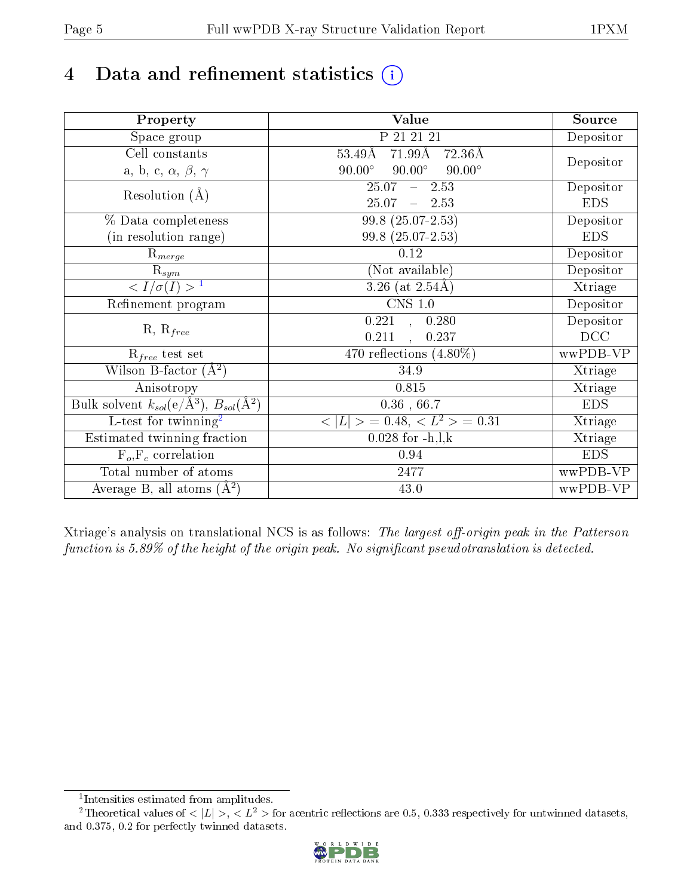# 4 Data and refinement statistics (i)

| Property | Value | Source |
|---|---|---|
| Space group | P 21 21 21 | Depositor |
| Cell constants<br>a, b, c, $\alpha$, $\beta$, $\gamma$ | 53.49Å 71.99Å 72.36Å<br>90.00° 90.00° 90.00° | Depositor |
| Resolution (Å) | 25.07 – 2.53<br>25.07 – 2.53 | Depositor<br>EDS |
| % Data completeness<br>(in resolution range) | 99.8 (25.07-2.53)<br>99.8 (25.07-2.53) | Depositor<br>EDS |
| $R_{merge}$ | 0.12 | Depositor |
| $R_{sym}$ | (Not available) | Depositor |
| $< I/\sigma(I) >$ [1] | 3.26 (at 2.54Å) | Xtriage |
| Refinement program | CNS 1.0 | Depositor |
| R, $R_{free}$ | 0.221 , 0.280<br>0.211 , 0.237 | Depositor<br>DCC |
| $R_{free}$ test set | 470 reflections (4.80%) | wwPDB-VP |
| Wilson B-factor (Å$^2$) | 34.9 | Xtriage |
| Anisotropy | 0.815 | Xtriage |
| Bulk solvent $k_{sol}$(e/Å$^3$), $B_{sol}$(Å$^2$) | 0.36 , 66.7 | EDS |
| L-test for twinning[2] | $< \|L\| > = 0.48$, $< L^2 > = 0.31$ | Xtriage |
| Estimated twinning fraction | 0.028 for -h,l,k | Xtriage |
| $F_o$,$F_c$ correlation | 0.94 | EDS |
| Total number of atoms | 2477 | wwPDB-VP |
| Average B, all atoms (Å$^2$) | 43.0 | wwPDB-VP |

Xtriage's analysis on translational NCS is as follows: *The largest off-origin peak in the Patterson function is 5.89% of the height of the origin peak. No significant pseudotranslation is detected.*

[1] Intensities estimated from amplitudes.

[2] Theoretical values of $< |L| >$, $< L^2 >$ for acentric reflections are 0.5, 0.333 respectively for untwinned datasets, and 0.375, 0.2 for perfectly twinned datasets.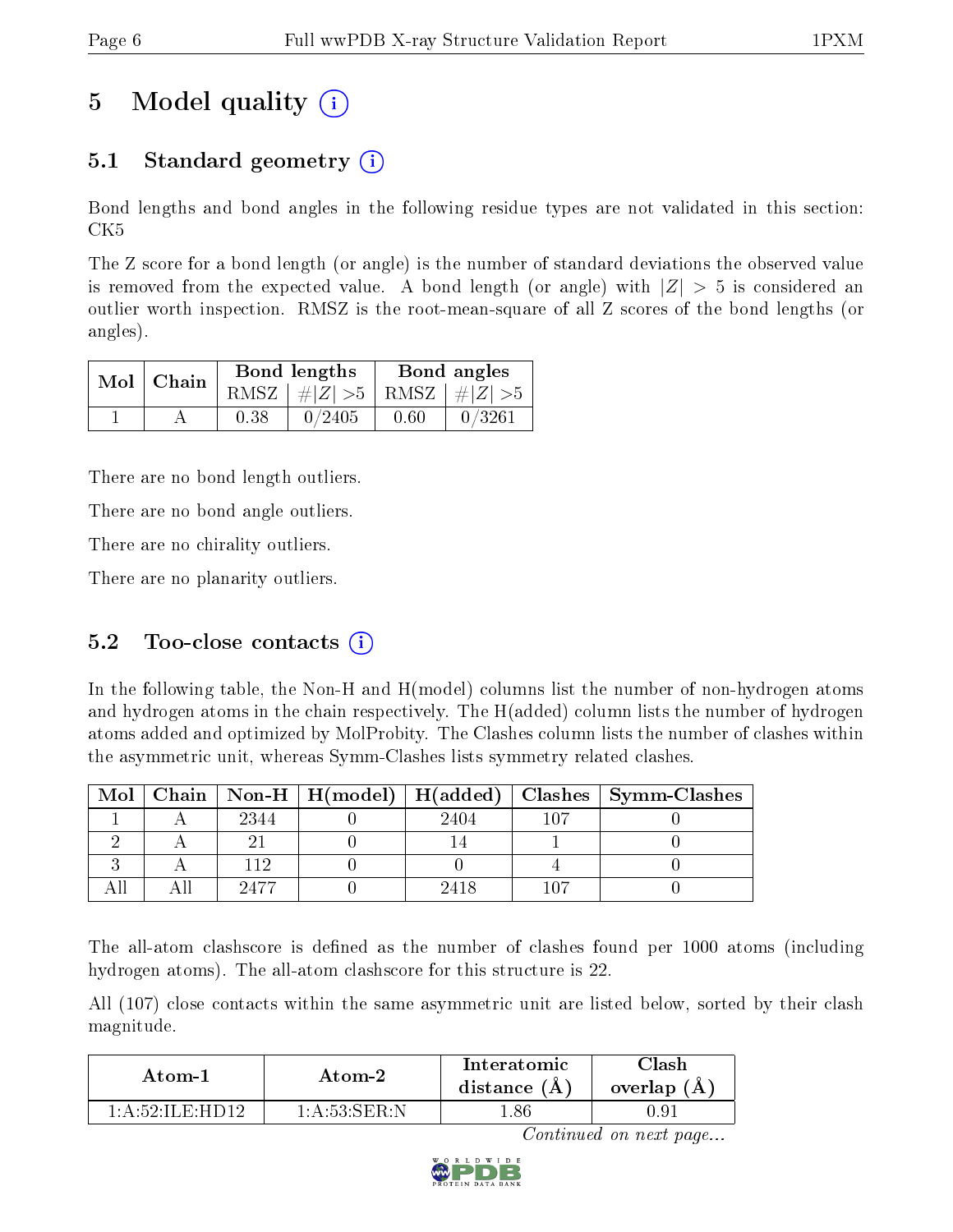# 5 Model quality (i)

## 5.1 Standard geometry (i)

Bond lengths and bond angles in the following residue types are not validated in this section: CK5

The Z score for a bond length (or angle) is the number of standard deviations the observed value is removed from the expected value. A bond length (or angle) with $|Z| > 5$ is considered an outlier worth inspection. RMSZ is the root-mean-square of all Z scores of the bond lengths (or angles).

| Mol | Chain | Bond lengths | | Bond angles | |
|---|---|---|---|---|---|
| | | RMSZ | $\#\|Z\| > 5$ | RMSZ | $\#\|Z\| > 5$ |
| 1 | A | 0.38 | 0/2405 | 0.60 | 0/3261 |

There are no bond length outliers.

There are no bond angle outliers.

There are no chirality outliers.

There are no planarity outliers.

## 5.2 Too-close contacts (i)

In the following table, the Non-H and H(model) columns list the number of non-hydrogen atoms and hydrogen atoms in the chain respectively. The H(added) column lists the number of hydrogen atoms added and optimized by MolProbity. The Clashes column lists the number of clashes within the asymmetric unit, whereas Symm-Clashes lists symmetry related clashes.

| Mol | Chain | Non-H | H(model) | H(added) | Clashes | Symm-Clashes |
|---|---|---|---|---|---|---|
| 1 | A | 2344 | 0 | 2404 | 107 | 0 |
| 2 | A | 21 | 0 | 14 | 1 | 0 |
| 3 | A | 112 | 0 | 0 | 4 | 0 |
| All | All | 2477 | 0 | 2418 | 107 | 0 |

The all-atom clashscore is defined as the number of clashes found per 1000 atoms (including hydrogen atoms). The all-atom clashscore for this structure is 22.

All (107) close contacts within the same asymmetric unit are listed below, sorted by their clash magnitude.

| Atom-1 | Atom-2 | Interatomic distance (Å) | Clash overlap (Å) |
|---|---|---|---|
| 1:A:52:ILE:HD12 | 1:A:53:SER:N | 1.86 | 0.91 |

*Continued on next page...*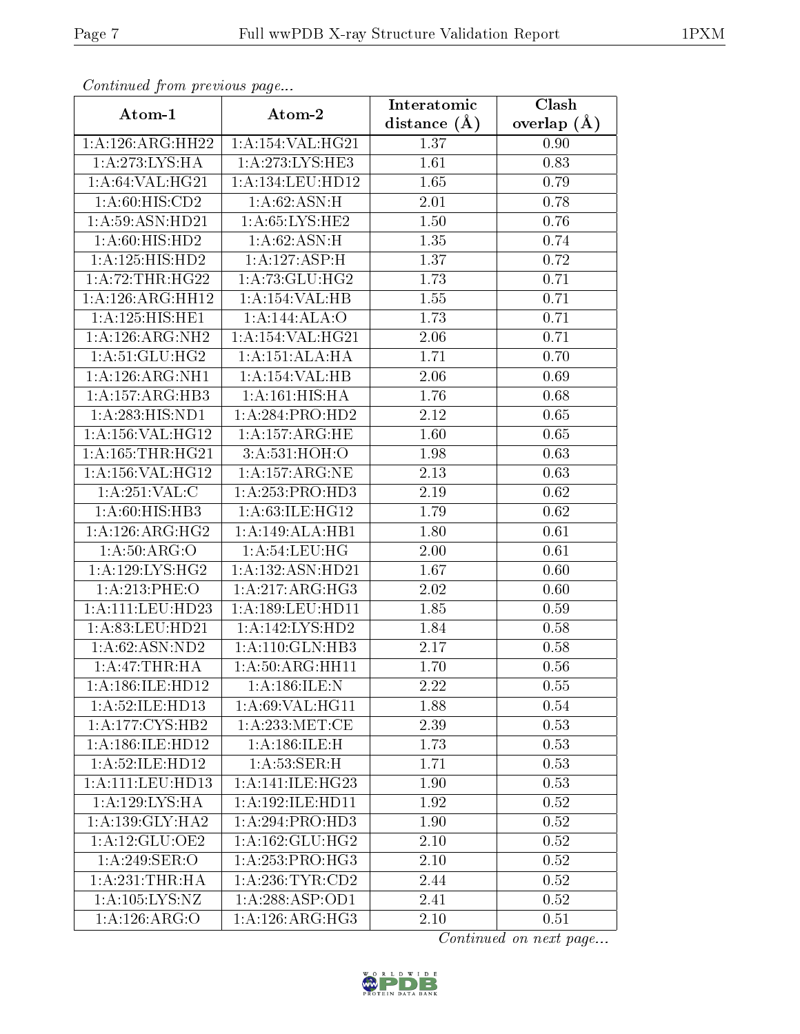*Continued from previous page...*

| Atom-1 | Atom-2 | Interatomic distance (Å) | Clash overlap (Å) |
|---|---|---|---|
| 1:A:126:ARG:HH22 | 1:A:154:VAL:HG21 | 1.37 | 0.90 |
| 1:A:273:LYS:HA | 1:A:273:LYS:HE3 | 1.61 | 0.83 |
| 1:A:64:VAL:HG21 | 1:A:134:LEU:HD12 | 1.65 | 0.79 |
| 1:A:60:HIS:CD2 | 1:A:62:ASN:H | 2.01 | 0.78 |
| 1:A:59:ASN:HD21 | 1:A:65:LYS:HE2 | 1.50 | 0.76 |
| 1:A:60:HIS:HD2 | 1:A:62:ASN:H | 1.35 | 0.74 |
| 1:A:125:HIS:HD2 | 1:A:127:ASP:H | 1.37 | 0.72 |
| 1:A:72:THR:HG22 | 1:A:73:GLU:HG2 | 1.73 | 0.71 |
| 1:A:126:ARG:HH12 | 1:A:154:VAL:HB | 1.55 | 0.71 |
| 1:A:125:HIS:HE1 | 1:A:144:ALA:O | 1.73 | 0.71 |
| 1:A:126:ARG:NH2 | 1:A:154:VAL:HG21 | 2.06 | 0.71 |
| 1:A:51:GLU:HG2 | 1:A:151:ALA:HA | 1.71 | 0.70 |
| 1:A:126:ARG:NH1 | 1:A:154:VAL:HB | 2.06 | 0.69 |
| 1:A:157:ARG:HB3 | 1:A:161:HIS:HA | 1.76 | 0.68 |
| 1:A:283:HIS:ND1 | 1:A:284:PRO:HD2 | 2.12 | 0.65 |
| 1:A:156:VAL:HG12 | 1:A:157:ARG:HE | 1.60 | 0.65 |
| 1:A:165:THR:HG21 | 3:A:531:HOH:O | 1.98 | 0.63 |
| 1:A:156:VAL:HG12 | 1:A:157:ARG:NE | 2.13 | 0.63 |
| 1:A:251:VAL:C | 1:A:253:PRO:HD3 | 2.19 | 0.62 |
| 1:A:60:HIS:HB3 | 1:A:63:ILE:HG12 | 1.79 | 0.62 |
| 1:A:126:ARG:HG2 | 1:A:149:ALA:HB1 | 1.80 | 0.61 |
| 1:A:50:ARG:O | 1:A:54:LEU:HG | 2.00 | 0.61 |
| 1:A:129:LYS:HG2 | 1:A:132:ASN:HD21 | 1.67 | 0.60 |
| 1:A:213:PHE:O | 1:A:217:ARG:HG3 | 2.02 | 0.60 |
| 1:A:111:LEU:HD23 | 1:A:189:LEU:HD11 | 1.85 | 0.59 |
| 1:A:83:LEU:HD21 | 1:A:142:LYS:HD2 | 1.84 | 0.58 |
| 1:A:62:ASN:ND2 | 1:A:110:GLN:HB3 | 2.17 | 0.58 |
| 1:A:47:THR:HA | 1:A:50:ARG:HH11 | 1.70 | 0.56 |
| 1:A:186:ILE:HD12 | 1:A:186:ILE:N | 2.22 | 0.55 |
| 1:A:52:ILE:HD13 | 1:A:69:VAL:HG11 | 1.88 | 0.54 |
| 1:A:177:CYS:HB2 | 1:A:233:MET:CE | 2.39 | 0.53 |
| 1:A:186:ILE:HD12 | 1:A:186:ILE:H | 1.73 | 0.53 |
| 1:A:52:ILE:HD12 | 1:A:53:SER:H | 1.71 | 0.53 |
| 1:A:111:LEU:HD13 | 1:A:141:ILE:HG23 | 1.90 | 0.53 |
| 1:A:129:LYS:HA | 1:A:192:ILE:HD11 | 1.92 | 0.52 |
| 1:A:139:GLY:HA2 | 1:A:294:PRO:HD3 | 1.90 | 0.52 |
| 1:A:12:GLU:OE2 | 1:A:162:GLU:HG2 | 2.10 | 0.52 |
| 1:A:249:SER:O | 1:A:253:PRO:HG3 | 2.10 | 0.52 |
| 1:A:231:THR:HA | 1:A:236:TYR:CD2 | 2.44 | 0.52 |
| 1:A:105:LYS:NZ | 1:A:288:ASP:OD1 | 2.41 | 0.52 |
| 1:A:126:ARG:O | 1:A:126:ARG:HG3 | 2.10 | 0.51 |

*Continued on next page...*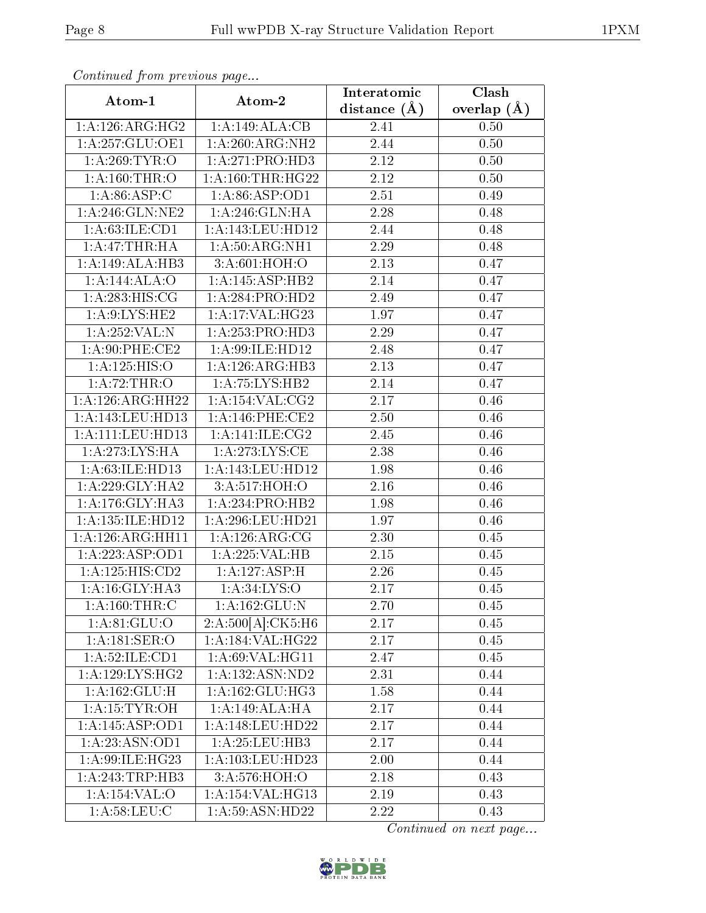*Continued from previous page...*

| Atom-1 | Atom-2 | Interatomic distance (Å) | Clash overlap (Å) |
|---|---|---|---|
| 1:A:126:ARG:HG2 | 1:A:149:ALA:CB | 2.41 | 0.50 |
| 1:A:257:GLU:OE1 | 1:A:260:ARG:NH2 | 2.44 | 0.50 |
| 1:A:269:TYR:O | 1:A:271:PRO:HD3 | 2.12 | 0.50 |
| 1:A:160:THR:O | 1:A:160:THR:HG22 | 2.12 | 0.50 |
| 1:A:86:ASP:C | 1:A:86:ASP:OD1 | 2.51 | 0.49 |
| 1:A:246:GLN:NE2 | 1:A:246:GLN:HA | 2.28 | 0.48 |
| 1:A:63:ILE:CD1 | 1:A:143:LEU:HD12 | 2.44 | 0.48 |
| 1:A:47:THR:HA | 1:A:50:ARG:NH1 | 2.29 | 0.48 |
| 1:A:149:ALA:HB3 | 3:A:601:HOH:O | 2.13 | 0.47 |
| 1:A:144:ALA:O | 1:A:145:ASP:HB2 | 2.14 | 0.47 |
| 1:A:283:HIS:CG | 1:A:284:PRO:HD2 | 2.49 | 0.47 |
| 1:A:9:LYS:HE2 | 1:A:17:VAL:HG23 | 1.97 | 0.47 |
| 1:A:252:VAL:N | 1:A:253:PRO:HD3 | 2.29 | 0.47 |
| 1:A:90:PHE:CE2 | 1:A:99:ILE:HD12 | 2.48 | 0.47 |
| 1:A:125:HIS:O | 1:A:126:ARG:HB3 | 2.13 | 0.47 |
| 1:A:72:THR:O | 1:A:75:LYS:HB2 | 2.14 | 0.47 |
| 1:A:126:ARG:HH22 | 1:A:154:VAL:CG2 | 2.17 | 0.46 |
| 1:A:143:LEU:HD13 | 1:A:146:PHE:CE2 | 2.50 | 0.46 |
| 1:A:111:LEU:HD13 | 1:A:141:ILE:CG2 | 2.45 | 0.46 |
| 1:A:273:LYS:HA | 1:A:273:LYS:CE | 2.38 | 0.46 |
| 1:A:63:ILE:HD13 | 1:A:143:LEU:HD12 | 1.98 | 0.46 |
| 1:A:229:GLY:HA2 | 3:A:517:HOH:O | 2.16 | 0.46 |
| 1:A:176:GLY:HA3 | 1:A:234:PRO:HB2 | 1.98 | 0.46 |
| 1:A:135:ILE:HD12 | 1:A:296:LEU:HD21 | 1.97 | 0.46 |
| 1:A:126:ARG:HH11 | 1:A:126:ARG:CG | 2.30 | 0.45 |
| 1:A:223:ASP:OD1 | 1:A:225:VAL:HB | 2.15 | 0.45 |
| 1:A:125:HIS:CD2 | 1:A:127:ASP:H | 2.26 | 0.45 |
| 1:A:16:GLY:HA3 | 1:A:34:LYS:O | 2.17 | 0.45 |
| 1:A:160:THR:C | 1:A:162:GLU:N | 2.70 | 0.45 |
| 1:A:81:GLU:O | 2:A:500[A]:CK5:H6 | 2.17 | 0.45 |
| 1:A:181:SER:O | 1:A:184:VAL:HG22 | 2.17 | 0.45 |
| 1:A:52:ILE:CD1 | 1:A:69:VAL:HG11 | 2.47 | 0.45 |
| 1:A:129:LYS:HG2 | 1:A:132:ASN:ND2 | 2.31 | 0.44 |
| 1:A:162:GLU:H | 1:A:162:GLU:HG3 | 1.58 | 0.44 |
| 1:A:15:TYR:OH | 1:A:149:ALA:HA | 2.17 | 0.44 |
| 1:A:145:ASP:OD1 | 1:A:148:LEU:HD22 | 2.17 | 0.44 |
| 1:A:23:ASN:OD1 | 1:A:25:LEU:HB3 | 2.17 | 0.44 |
| 1:A:99:ILE:HG23 | 1:A:103:LEU:HD23 | 2.00 | 0.44 |
| 1:A:243:TRP:HB3 | 3:A:576:HOH:O | 2.18 | 0.43 |
| 1:A:154:VAL:O | 1:A:154:VAL:HG13 | 2.19 | 0.43 |
| 1:A:58:LEU:C | 1:A:59:ASN:HD22 | 2.22 | 0.43 |

*Continued on next page...*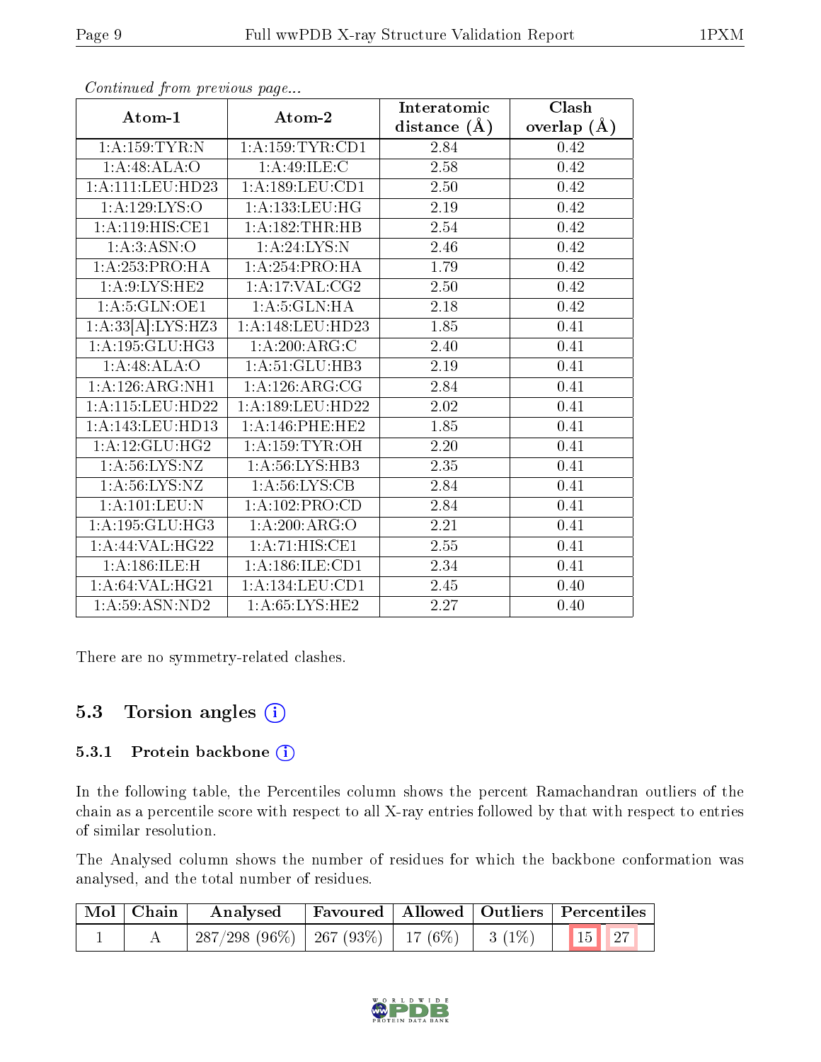*Continued from previous page...*

| Atom-1 | Atom-2 | Interatomic distance (Å) | Clash overlap (Å) |
|---|---|---|---|
| 1:A:159:TYR:N | 1:A:159:TYR:CD1 | 2.84 | 0.42 |
| 1:A:48:ALA:O | 1:A:49:ILE:C | 2.58 | 0.42 |
| 1:A:111:LEU:HD23 | 1:A:189:LEU:CD1 | 2.50 | 0.42 |
| 1:A:129:LYS:O | 1:A:133:LEU:HG | 2.19 | 0.42 |
| 1:A:119:HIS:CE1 | 1:A:182:THR:HB | 2.54 | 0.42 |
| 1:A:3:ASN:O | 1:A:24:LYS:N | 2.46 | 0.42 |
| 1:A:253:PRO:HA | 1:A:254:PRO:HA | 1.79 | 0.42 |
| 1:A:9:LYS:HE2 | 1:A:17:VAL:CG2 | 2.50 | 0.42 |
| 1:A:5:GLN:OE1 | 1:A:5:GLN:HA | 2.18 | 0.42 |
| 1:A:33[A]:LYS:HZ3 | 1:A:148:LEU:HD23 | 1.85 | 0.41 |
| 1:A:195:GLU:HG3 | 1:A:200:ARG:C | 2.40 | 0.41 |
| 1:A:48:ALA:O | 1:A:51:GLU:HB3 | 2.19 | 0.41 |
| 1:A:126:ARG:NH1 | 1:A:126:ARG:CG | 2.84 | 0.41 |
| 1:A:115:LEU:HD22 | 1:A:189:LEU:HD22 | 2.02 | 0.41 |
| 1:A:143:LEU:HD13 | 1:A:146:PHE:HE2 | 1.85 | 0.41 |
| 1:A:12:GLU:HG2 | 1:A:159:TYR:OH | 2.20 | 0.41 |
| 1:A:56:LYS:NZ | 1:A:56:LYS:HB3 | 2.35 | 0.41 |
| 1:A:56:LYS:NZ | 1:A:56:LYS:CB | 2.84 | 0.41 |
| 1:A:101:LEU:N | 1:A:102:PRO:CD | 2.84 | 0.41 |
| 1:A:195:GLU:HG3 | 1:A:200:ARG:O | 2.21 | 0.41 |
| 1:A:44:VAL:HG22 | 1:A:71:HIS:CE1 | 2.55 | 0.41 |
| 1:A:186:ILE:H | 1:A:186:ILE:CD1 | 2.34 | 0.41 |
| 1:A:64:VAL:HG21 | 1:A:134:LEU:CD1 | 2.45 | 0.40 |
| 1:A:59:ASN:ND2 | 1:A:65:LYS:HE2 | 2.27 | 0.40 |

There are no symmetry-related clashes.

## 5.3 Torsion angles

### 5.3.1 Protein backbone

In the following table, the Percentiles column shows the percent Ramachandran outliers of the chain as a percentile score with respect to all X-ray entries followed by that with respect to entries of similar resolution.

The Analysed column shows the number of residues for which the backbone conformation was analysed, and the total number of residues.

| Mol | Chain | Analysed | Favoured | Allowed | Outliers | Percentiles | |
|---|---|---|---|---|---|---|---|
| 1 | A | 287/298 (96%) | 267 (93%) | 17 (6%) | 3 (1%) | 15 | 27 |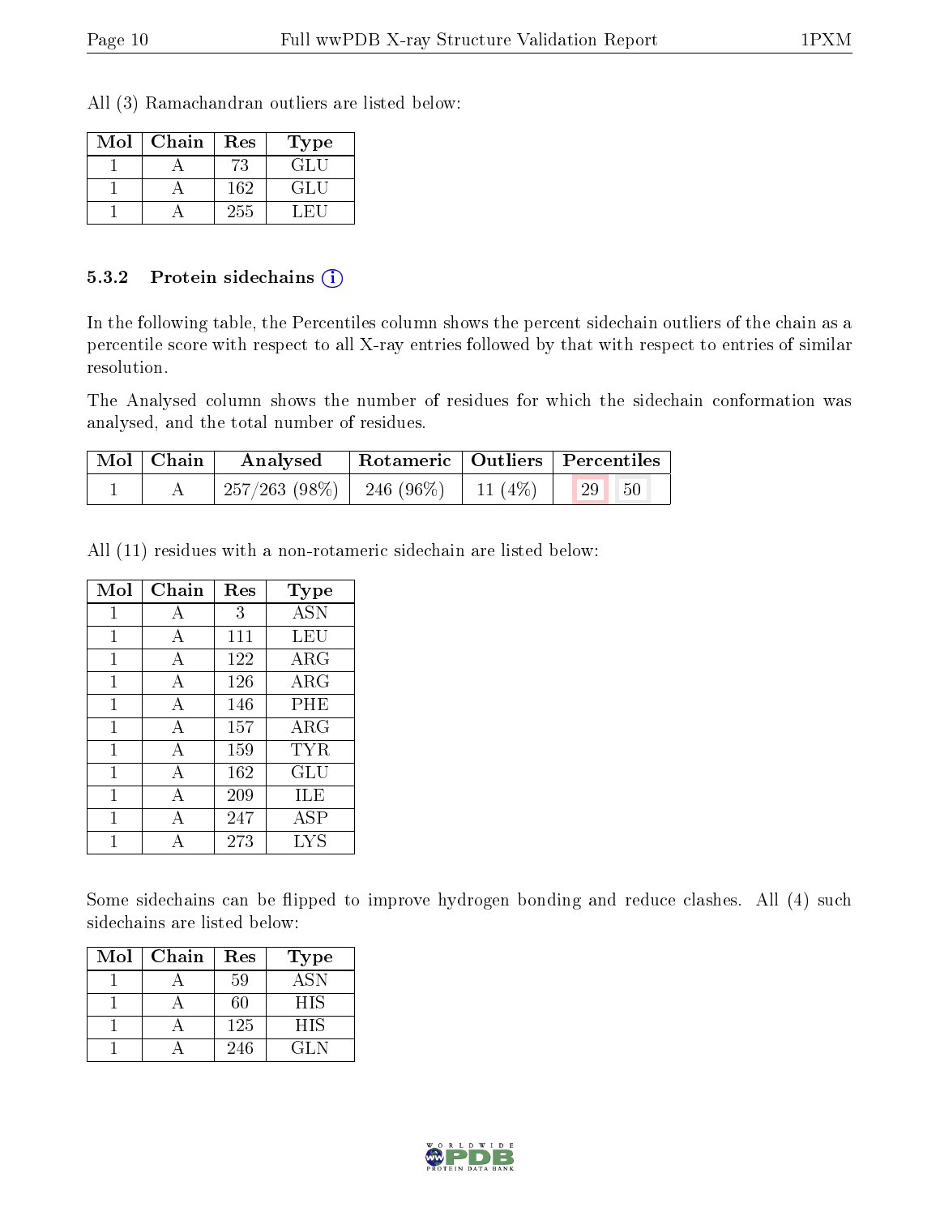All (3) Ramachandran outliers are listed below:

| Mol | Chain | Res | Type |
|---|---|---|---|
| 1 | A | 73 | GLU |
| 1 | A | 162 | GLU |
| 1 | A | 255 | LEU |

### 5.3.2 Protein sidechains

In the following table, the Percentiles column shows the percent sidechain outliers of the chain as a percentile score with respect to all X-ray entries followed by that with respect to entries of similar resolution.

The Analysed column shows the number of residues for which the sidechain conformation was analysed, and the total number of residues.

| Mol | Chain | Analysed | Rotameric | Outliers | Percentiles | |
|---|---|---|---|---|---|---|
| 1 | A | 257/263 (98%) | 246 (96%) | 11 (4%) | 29 | 50 |

All (11) residues with a non-rotameric sidechain are listed below:

| Mol | Chain | Res | Type |
|---|---|---|---|
| 1 | A | 3 | ASN |
| 1 | A | 111 | LEU |
| 1 | A | 122 | ARG |
| 1 | A | 126 | ARG |
| 1 | A | 146 | PHE |
| 1 | A | 157 | ARG |
| 1 | A | 159 | TYR |
| 1 | A | 162 | GLU |
| 1 | A | 209 | ILE |
| 1 | A | 247 | ASP |
| 1 | A | 273 | LYS |

Some sidechains can be flipped to improve hydrogen bonding and reduce clashes. All (4) such sidechains are listed below:

| Mol | Chain | Res | Type |
|---|---|---|---|
| 1 | A | 59 | ASN |
| 1 | A | 60 | HIS |
| 1 | A | 125 | HIS |
| 1 | A | 246 | GLN |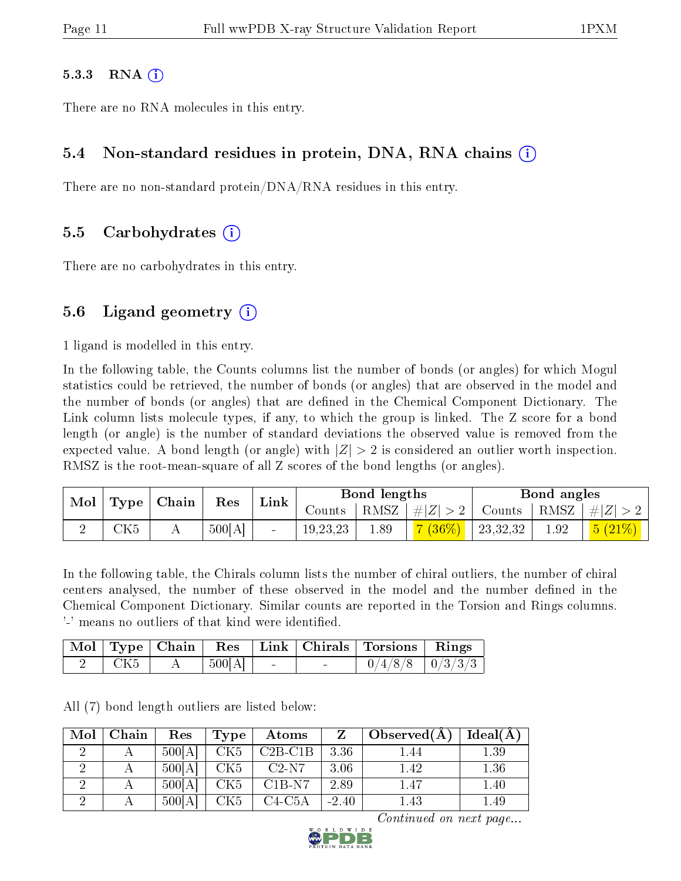#### 5.3.3 RNA (i)

There are no RNA molecules in this entry.

### 5.4 Non-standard residues in protein, DNA, RNA chains (i)

There are no non-standard protein/DNA/RNA residues in this entry.

### 5.5 Carbohydrates (i)

There are no carbohydrates in this entry.

### 5.6 Ligand geometry (i)

1 ligand is modelled in this entry.

In the following table, the Counts columns list the number of bonds (or angles) for which Mogul statistics could be retrieved, the number of bonds (or angles) that are observed in the model and the number of bonds (or angles) that are defined in the Chemical Component Dictionary. The Link column lists molecule types, if any, to which the group is linked. The Z score for a bond length (or angle) is the number of standard deviations the observed value is removed from the expected value. A bond length (or angle) with $|Z| > 2$ is considered an outlier worth inspection. RMSZ is the root-mean-square of all Z scores of the bond lengths (or angles).

| Mol | Type | Chain | Res | Link | Bond lengths | | | Bond angles | | |
|---|---|---|---|---|---|---|---|---|---|---|
| | | | | | Counts | RMSZ | $\#\|Z\| > 2$ | Counts | RMSZ | $\#\|Z\| > 2$ |
| 2 | CK5 | A | 500[A] | - | 19,23,23 | 1.89 | 7 (36%) | 23,32,32 | 1.92 | 5 (21%) |

In the following table, the Chirals column lists the number of chiral outliers, the number of chiral centers analysed, the number of these observed in the model and the number defined in the Chemical Component Dictionary. Similar counts are reported in the Torsion and Rings columns. '-' means no outliers of that kind were identified.

| Mol | Type | Chain | Res | Link | Chirals | Torsions | Rings |
|---|---|---|---|---|---|---|---|
| 2 | CK5 | A | 500[A] | - | - | 0/4/8/8 | 0/3/3/3 |

All (7) bond length outliers are listed below:

| Mol | Chain | Res | Type | Atoms | Z | Observed(Å) | Ideal(Å) |
|---|---|---|---|---|---|---|---|
| 2 | A | 500[A] | CK5 | C2B-C1B | 3.36 | 1.44 | 1.39 |
| 2 | A | 500[A] | CK5 | C2-N7 | 3.06 | 1.42 | 1.36 |
| 2 | A | 500[A] | CK5 | C1B-N7 | 2.89 | 1.47 | 1.40 |
| 2 | A | 500[A] | CK5 | C4-C5A | -2.40 | 1.43 | 1.49 |

*Continued on next page...*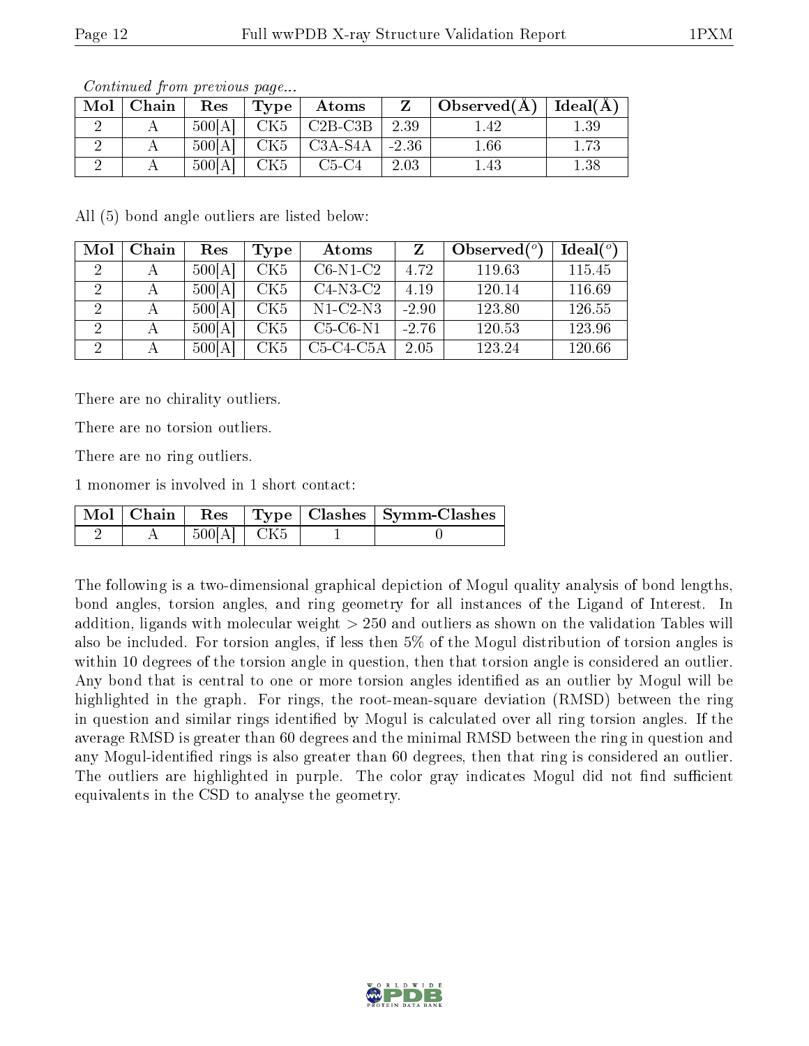*Continued from previous page...*

| Mol | Chain | Res | Type | Atoms | Z | Observed(Å) | Ideal(Å) |
| --- | --- | --- | --- | --- | --- | --- | --- |
| 2 | A | 500[A] | CK5 | C2B-C3B | 2.39 | 1.42 | 1.39 |
| 2 | A | 500[A] | CK5 | C3A-S4A | -2.36 | 1.66 | 1.73 |
| 2 | A | 500[A] | CK5 | C5-C4 | 2.03 | 1.43 | 1.38 |

All (5) bond angle outliers are listed below:

| Mol | Chain | Res | Type | Atoms | Z | Observed(°) | Ideal(°) |
| --- | --- | --- | --- | --- | --- | --- | --- |
| 2 | A | 500[A] | CK5 | C6-N1-C2 | 4.72 | 119.63 | 115.45 |
| 2 | A | 500[A] | CK5 | C4-N3-C2 | 4.19 | 120.14 | 116.69 |
| 2 | A | 500[A] | CK5 | N1-C2-N3 | -2.90 | 123.80 | 126.55 |
| 2 | A | 500[A] | CK5 | C5-C6-N1 | -2.76 | 120.53 | 123.96 |
| 2 | A | 500[A] | CK5 | C5-C4-C5A | 2.05 | 123.24 | 120.66 |

There are no chirality outliers.

There are no torsion outliers.

There are no ring outliers.

1 monomer is involved in 1 short contact:

| Mol | Chain | Res | Type | Clashes | Symm-Clashes |
| --- | --- | --- | --- | --- | --- |
| 2 | A | 500[A] | CK5 | 1 | 0 |

The following is a two-dimensional graphical depiction of Mogul quality analysis of bond lengths, bond angles, torsion angles, and ring geometry for all instances of the Ligand of Interest. In addition, ligands with molecular weight > 250 and outliers as shown on the validation Tables will also be included. For torsion angles, if less then 5% of the Mogul distribution of torsion angles is within 10 degrees of the torsion angle in question, then that torsion angle is considered an outlier. Any bond that is central to one or more torsion angles identified as an outlier by Mogul will be highlighted in the graph. For rings, the root-mean-square deviation (RMSD) between the ring in question and similar rings identified by Mogul is calculated over all ring torsion angles. If the average RMSD is greater than 60 degrees and the minimal RMSD between the ring in question and any Mogul-identified rings is also greater than 60 degrees, then that ring is considered an outlier. The outliers are highlighted in purple. The color gray indicates Mogul did not find sufficient equivalents in the CSD to analyse the geometry.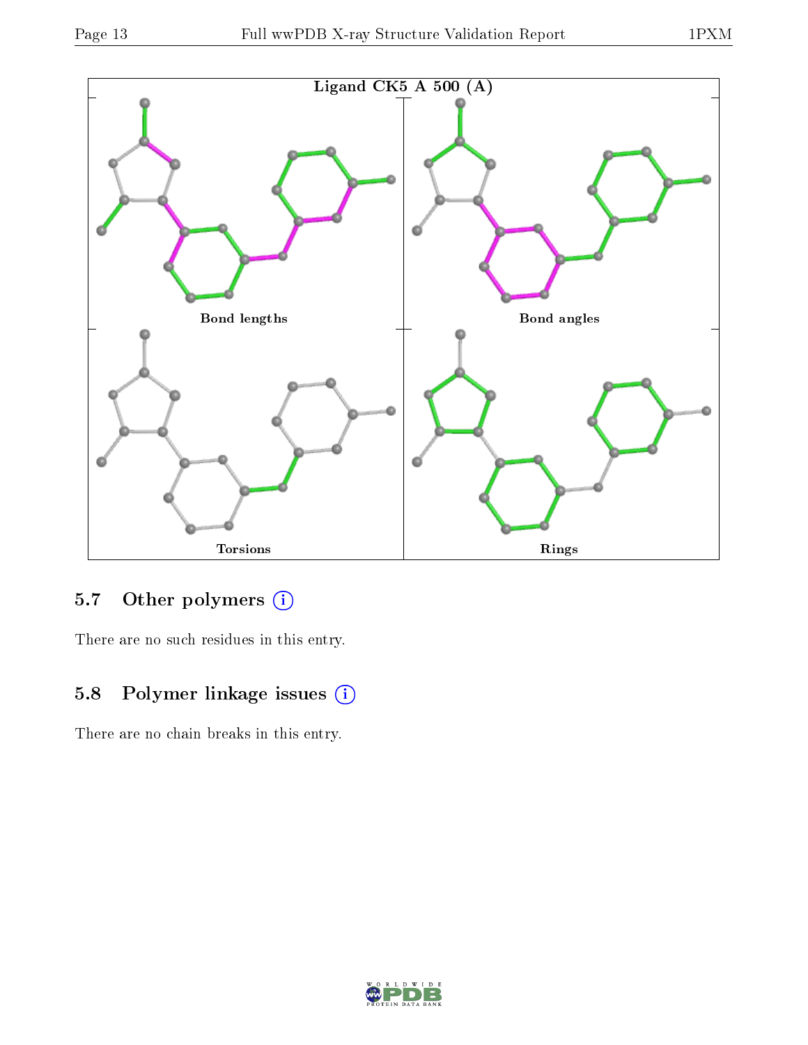Ligand CK5 A 500 (A)

Bond lengths

Bond angles

Torsions

Rings

## 5.7 Other polymers (i)

There are no such residues in this entry.

## 5.8 Polymer linkage issues (i)

There are no chain breaks in this entry.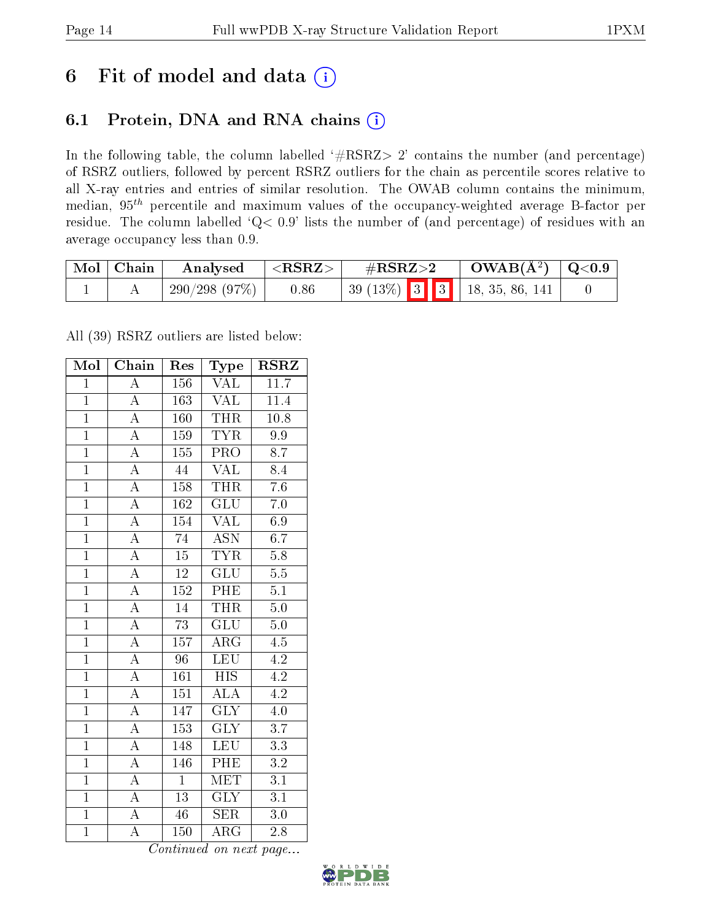# 6 Fit of model and data (i)

## 6.1 Protein, DNA and RNA chains (i)

In the following table, the column labelled '#RSRZ> 2' contains the number (and percentage) of RSRZ outliers, followed by percent RSRZ outliers for the chain as percentile scores relative to all X-ray entries and entries of similar resolution. The OWAB column contains the minimum, median, $95^{th}$ percentile and maximum values of the occupancy-weighted average B-factor per residue. The column labelled 'Q< 0.9' lists the number of (and percentage) of residues with an average occupancy less than 0.9.

| Mol | Chain | Analysed | <RSRZ> | #RSRZ>2 | OWAB(Å$^2$) | Q<0.9 |
|---|---|---|---|---|---|---|
| 1 | A | 290/298 (97%) | 0.86 | 39 (13%) 3 3 | 18, 35, 86, 141 | 0 |

All (39) RSRZ outliers are listed below:

| Mol | Chain | Res | Type | RSRZ |
|---|---|---|---|---|
| 1 | A | 156 | VAL | 11.7 |
| 1 | A | 163 | VAL | 11.4 |
| 1 | A | 160 | THR | 10.8 |
| 1 | A | 159 | TYR | 9.9 |
| 1 | A | 155 | PRO | 8.7 |
| 1 | A | 44 | VAL | 8.4 |
| 1 | A | 158 | THR | 7.6 |
| 1 | A | 162 | GLU | 7.0 |
| 1 | A | 154 | VAL | 6.9 |
| 1 | A | 74 | ASN | 6.7 |
| 1 | A | 15 | TYR | 5.8 |
| 1 | A | 12 | GLU | 5.5 |
| 1 | A | 152 | PHE | 5.1 |
| 1 | A | 14 | THR | 5.0 |
| 1 | A | 73 | GLU | 5.0 |
| 1 | A | 157 | ARG | 4.5 |
| 1 | A | 96 | LEU | 4.2 |
| 1 | A | 161 | HIS | 4.2 |
| 1 | A | 151 | ALA | 4.2 |
| 1 | A | 147 | GLY | 4.0 |
| 1 | A | 153 | GLY | 3.7 |
| 1 | A | 148 | LEU | 3.3 |
| 1 | A | 146 | PHE | 3.2 |
| 1 | A | 1 | MET | 3.1 |
| 1 | A | 13 | GLY | 3.1 |
| 1 | A | 46 | SER | 3.0 |
| 1 | A | 150 | ARG | 2.8 |

*Continued on next page...*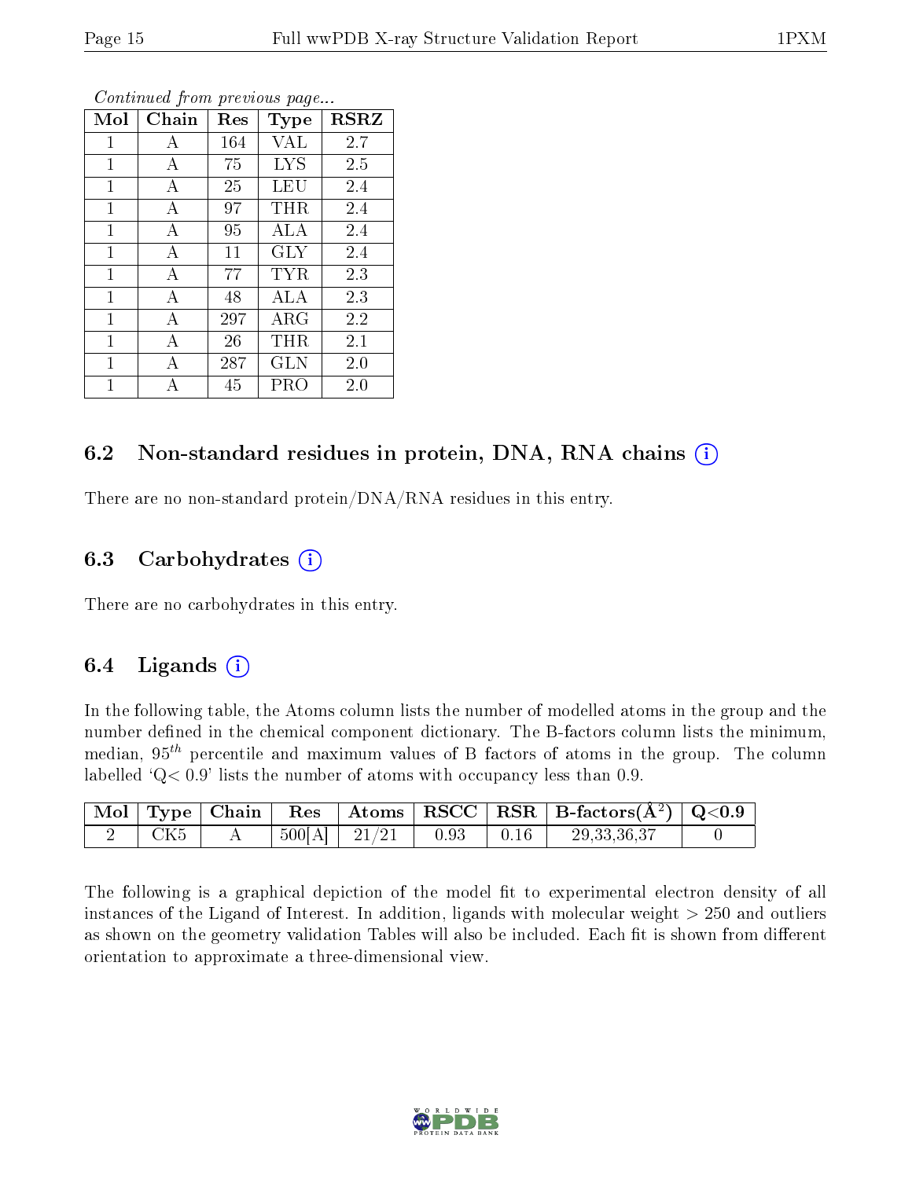*Continued from previous page...*

| Mol | Chain | Res | Type | RSRZ |
|---|---|---|---|---|
| 1 | A | 164 | VAL | 2.7 |
| 1 | A | 75 | LYS | 2.5 |
| 1 | A | 25 | LEU | 2.4 |
| 1 | A | 97 | THR | 2.4 |
| 1 | A | 95 | ALA | 2.4 |
| 1 | A | 11 | GLY | 2.4 |
| 1 | A | 77 | TYR | 2.3 |
| 1 | A | 48 | ALA | 2.3 |
| 1 | A | 297 | ARG | 2.2 |
| 1 | A | 26 | THR | 2.1 |
| 1 | A | 287 | GLN | 2.0 |
| 1 | A | 45 | PRO | 2.0 |

## 6.2 Non-standard residues in protein, DNA, RNA chains

There are no non-standard protein/DNA/RNA residues in this entry.

## 6.3 Carbohydrates

There are no carbohydrates in this entry.

## 6.4 Ligands

In the following table, the Atoms column lists the number of modelled atoms in the group and the number defined in the chemical component dictionary. The B-factors column lists the minimum, median, $95^{th}$ percentile and maximum values of B factors of atoms in the group. The column labelled 'Q< 0.9' lists the number of atoms with occupancy less than 0.9.

| Mol | Type | Chain | Res | Atoms | RSCC | RSR | B-factors($Å^2$) | Q<0.9 |
|---|---|---|---|---|---|---|---|---|
| 2 | CK5 | A | 500[A] | 21/21 | 0.93 | 0.16 | 29,33,36,37 | 0 |

The following is a graphical depiction of the model fit to experimental electron density of all instances of the Ligand of Interest. In addition, ligands with molecular weight > 250 and outliers as shown on the geometry validation Tables will also be included. Each fit is shown from different orientation to approximate a three-dimensional view.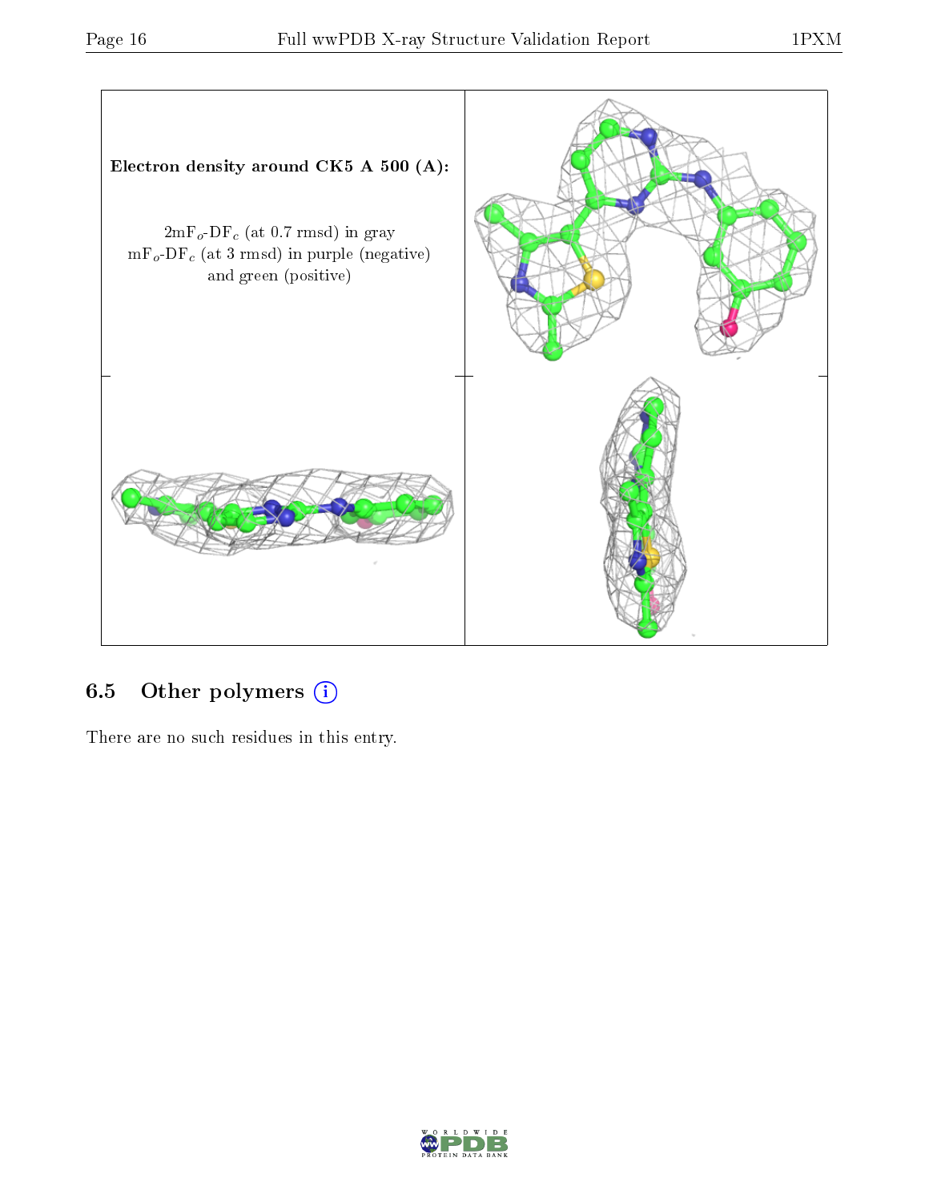**Electron density around CK5 A 500 (A):**

$2mF_o$-$DF_c$ (at 0.7 rmsd) in gray
$mF_o$-$DF_c$ (at 3 rmsd) in purple (negative)
and green (positive)

## 6.5 Other polymers

There are no such residues in this entry.